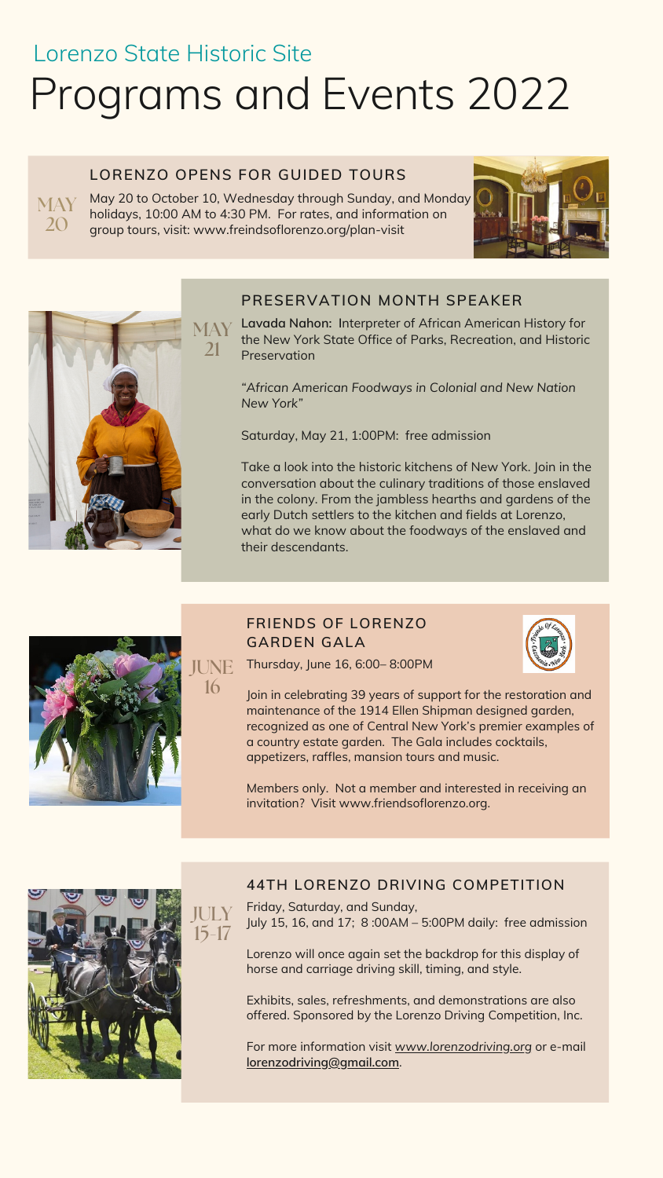Lorenzo State Historic Site

# Programs and Events 2022

## LORENZO OPENS FOR GUIDED TOURS

**MAY 20**

May 20 to October 10, Wednesday through Sunday, and Monday holidays, 10:00 AM to 4:30 PM. For rates, and information on group tours, visit: www.freindsoflorenzo.org/plan-visit

## PRESERVATION MONTH SPEAKER

**MAY 21**

**Lavada Nahon:** Interpreter of African American History for the New York State Office of Parks, Recreation, and Historic Preservation

*"African American Foodways in Colonial and New Nation New York"*

Saturday, May 21, 1:00PM: free admission

Take a look into the historic kitchens of New York. Join in the conversation about the culinary traditions of those enslaved in the colony. From the jambless hearths and gardens of the early Dutch settlers to the kitchen and fields at Lorenzo, what do we know about the foodways of the enslaved and their descendants.

## FRIENDS OF LORENZO GARDEN GALA

**JUNE 16**

Thursday, June 16, 6:00– 8:00PM

Join in celebrating 39 years of support for the restoration and maintenance of the 1914 Ellen Shipman designed garden, recognized as one of Central New York's premier examples of a country estate garden. The Gala includes cocktails, appetizers, raffles, mansion tours and music.

Members only. Not a member and interested in receiving an invitation? Visit www.friendsoflorenzo.org.

## 44TH LORENZO DRIVING COMPETITION

**JULY 15-17**

Friday, Saturday, and Sunday,
July 15, 16, and 17; 8 :00AM – 5:00PM daily: free admission

Lorenzo will once again set the backdrop for this display of horse and carriage driving skill, timing, and style.

Exhibits, sales, refreshments, and demonstrations are also offered. Sponsored by the Lorenzo Driving Competition, Inc.

For more information visit www.lorenzodriving.org or e-mail **lorenzodriving@gmail.com**.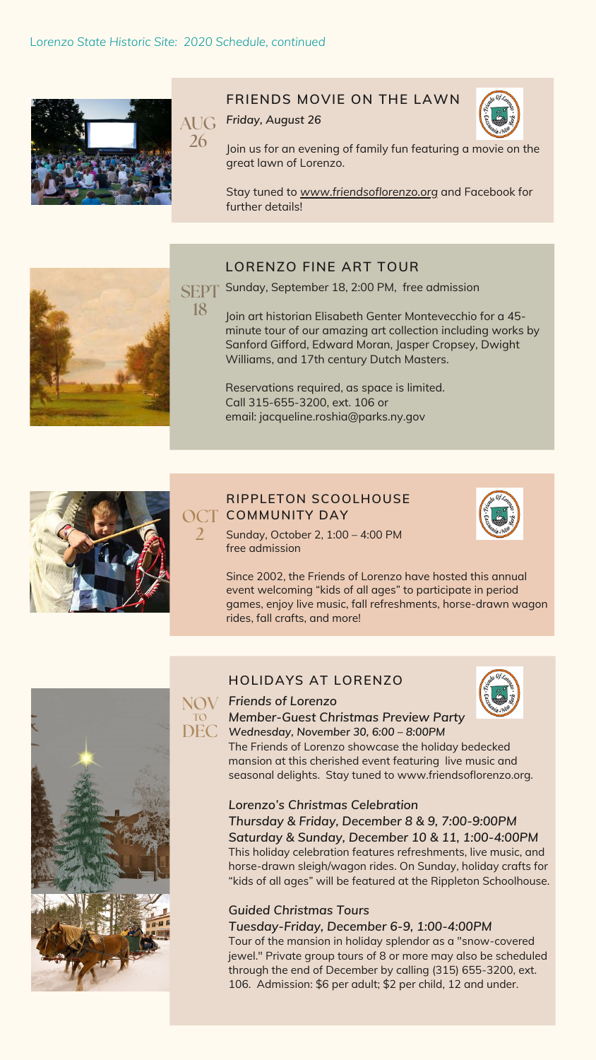*Lorenzo State Historic Site: 2020 Schedule, continued*

## FRIENDS MOVIE ON THE LAWN

AUG 26

*Friday, August 26*

Join us for an evening of family fun featuring a movie on the great lawn of Lorenzo.

Stay tuned to *www.friendsoflorenzo.org* and Facebook for further details!

## LORENZO FINE ART TOUR

SEPT 18

Sunday, September 18, 2:00 PM, free admission

Join art historian Elisabeth Genter Montevecchio for a 45-minute tour of our amazing art collection including works by Sanford Gifford, Edward Moran, Jasper Cropsey, Dwight Williams, and 17th century Dutch Masters.

Reservations required, as space is limited.
Call 315-655-3200, ext. 106 or
email: jacqueline.roshia@parks.ny.gov

## RIPPLETON SCOOLHOUSE COMMUNITY DAY

OCT 2

Sunday, October 2, 1:00 – 4:00 PM
free admission

Since 2002, the Friends of Lorenzo have hosted this annual event welcoming "kids of all ages" to participate in period games, enjoy live music, fall refreshments, horse-drawn wagon rides, fall crafts, and more!

## HOLIDAYS AT LORENZO

NOV TO DEC

*Friends of Lorenzo*
*Member-Guest Christmas Preview Party*
*Wednesday, November 30, 6:00 – 8:00PM*
The Friends of Lorenzo showcase the holiday bedecked mansion at this cherished event featuring live music and seasonal delights. Stay tuned to www.friendsoflorenzo.org.

*Lorenzo's Christmas Celebration*
*Thursday & Friday, December 8 & 9, 7:00-9:00PM*
*Saturday & Sunday, December 10 & 11, 1:00-4:00PM*
This holiday celebration features refreshments, live music, and horse-drawn sleigh/wagon rides. On Sunday, holiday crafts for "kids of all ages" will be featured at the Rippleton Schoolhouse.

*Guided Christmas Tours*
*Tuesday-Friday, December 6-9, 1:00-4:00PM*
Tour of the mansion in holiday splendor as a "snow-covered jewel." Private group tours of 8 or more may also be scheduled through the end of December by calling (315) 655-3200, ext. 106. Admission: $6 per adult; $2 per child, 12 and under.